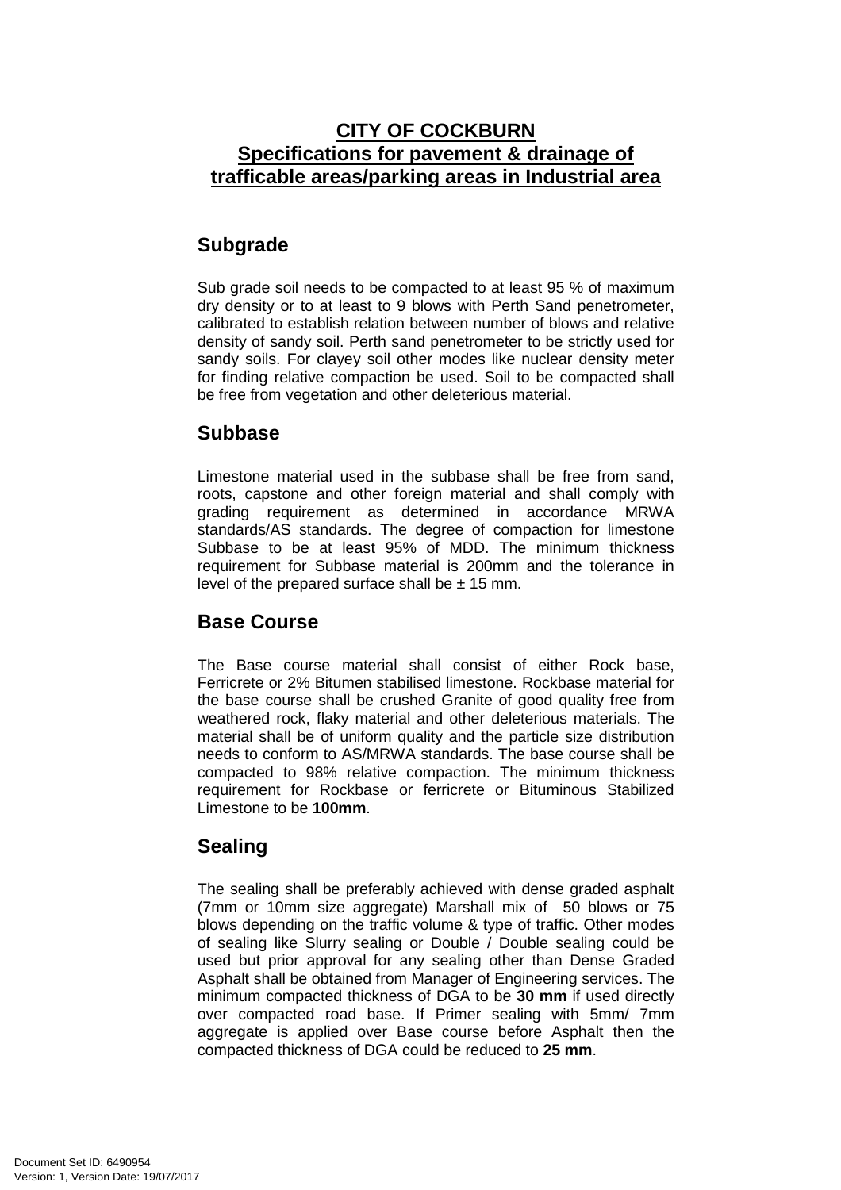# CITY OF COCKBURN
# Specifications for pavement & drainage of trafficable areas/parking areas in Industrial area

## Subgrade

Sub grade soil needs to be compacted to at least 95 % of maximum dry density or to at least to 9 blows with Perth Sand penetrometer, calibrated to establish relation between number of blows and relative density of sandy soil. Perth sand penetrometer to be strictly used for sandy soils. For clayey soil other modes like nuclear density meter for finding relative compaction be used. Soil to be compacted shall be free from vegetation and other deleterious material.

## Subbase

Limestone material used in the subbase shall be free from sand, roots, capstone and other foreign material and shall comply with grading requirement as determined in accordance MRWA standards/AS standards. The degree of compaction for limestone Subbase to be at least 95% of MDD. The minimum thickness requirement for Subbase material is 200mm and the tolerance in level of the prepared surface shall be ± 15 mm.

## Base Course

The Base course material shall consist of either Rock base, Ferricrete or 2% Bitumen stabilised limestone. Rockbase material for the base course shall be crushed Granite of good quality free from weathered rock, flaky material and other deleterious materials. The material shall be of uniform quality and the particle size distribution needs to conform to AS/MRWA standards. The base course shall be compacted to 98% relative compaction. The minimum thickness requirement for Rockbase or ferricrete or Bituminous Stabilized Limestone to be **100mm**.

## Sealing

The sealing shall be preferably achieved with dense graded asphalt (7mm or 10mm size aggregate) Marshall mix of 50 blows or 75 blows depending on the traffic volume & type of traffic. Other modes of sealing like Slurry sealing or Double / Double sealing could be used but prior approval for any sealing other than Dense Graded Asphalt shall be obtained from Manager of Engineering services. The minimum compacted thickness of DGA to be **30 mm** if used directly over compacted road base. If Primer sealing with 5mm/ 7mm aggregate is applied over Base course before Asphalt then the compacted thickness of DGA could be reduced to **25 mm**.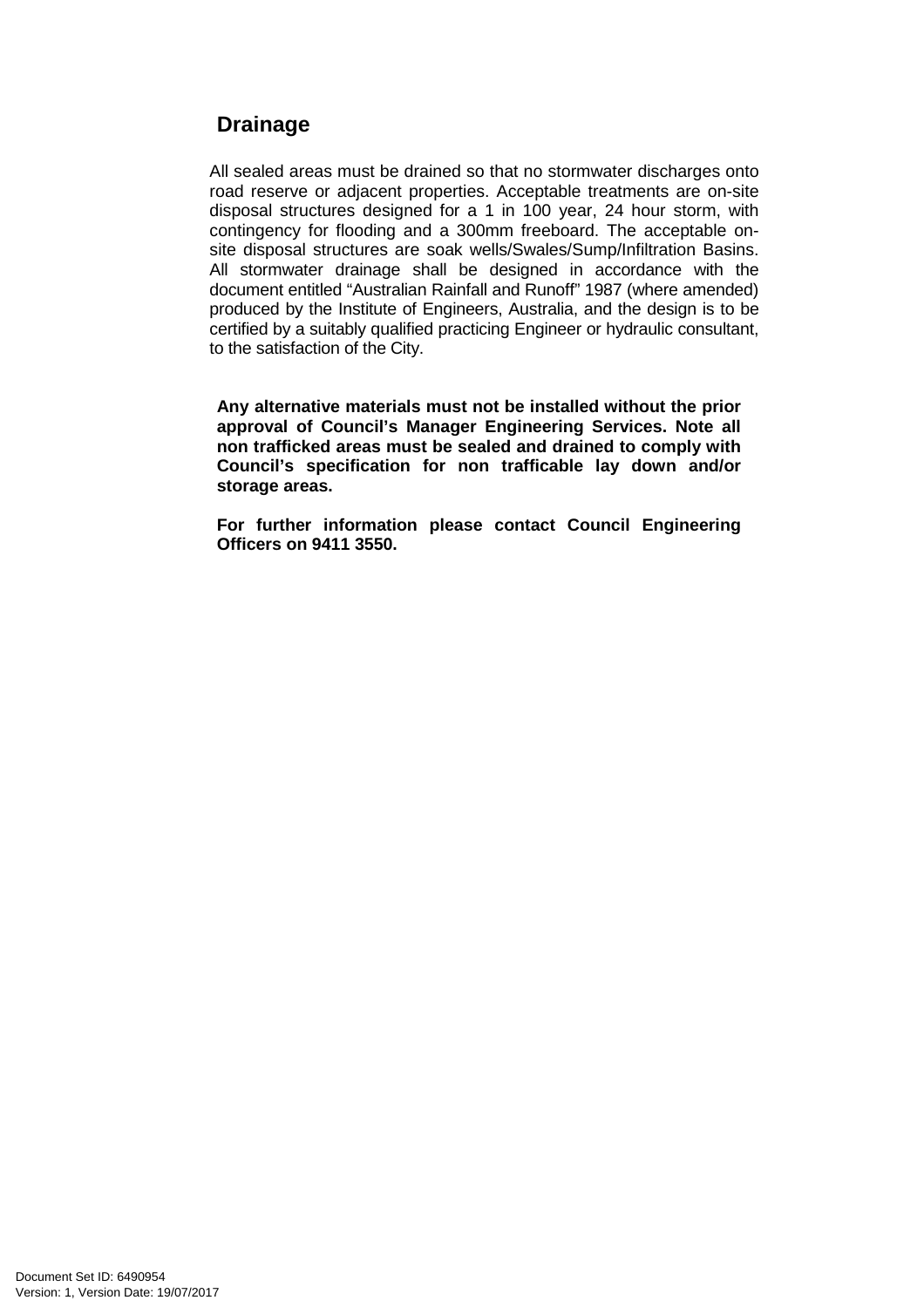## Drainage

All sealed areas must be drained so that no stormwater discharges onto road reserve or adjacent properties. Acceptable treatments are on-site disposal structures designed for a 1 in 100 year, 24 hour storm, with contingency for flooding and a 300mm freeboard. The acceptable on-site disposal structures are soak wells/Swales/Sump/Infiltration Basins. All stormwater drainage shall be designed in accordance with the document entitled "Australian Rainfall and Runoff" 1987 (where amended) produced by the Institute of Engineers, Australia, and the design is to be certified by a suitably qualified practicing Engineer or hydraulic consultant, to the satisfaction of the City.

**Any alternative materials must not be installed without the prior approval of Council's Manager Engineering Services. Note all non trafficked areas must be sealed and drained to comply with Council's specification for non trafficable lay down and/or storage areas.**

**For further information please contact Council Engineering Officers on 9411 3550.**

Document Set ID: 6490954
Version: 1, Version Date: 19/07/2017